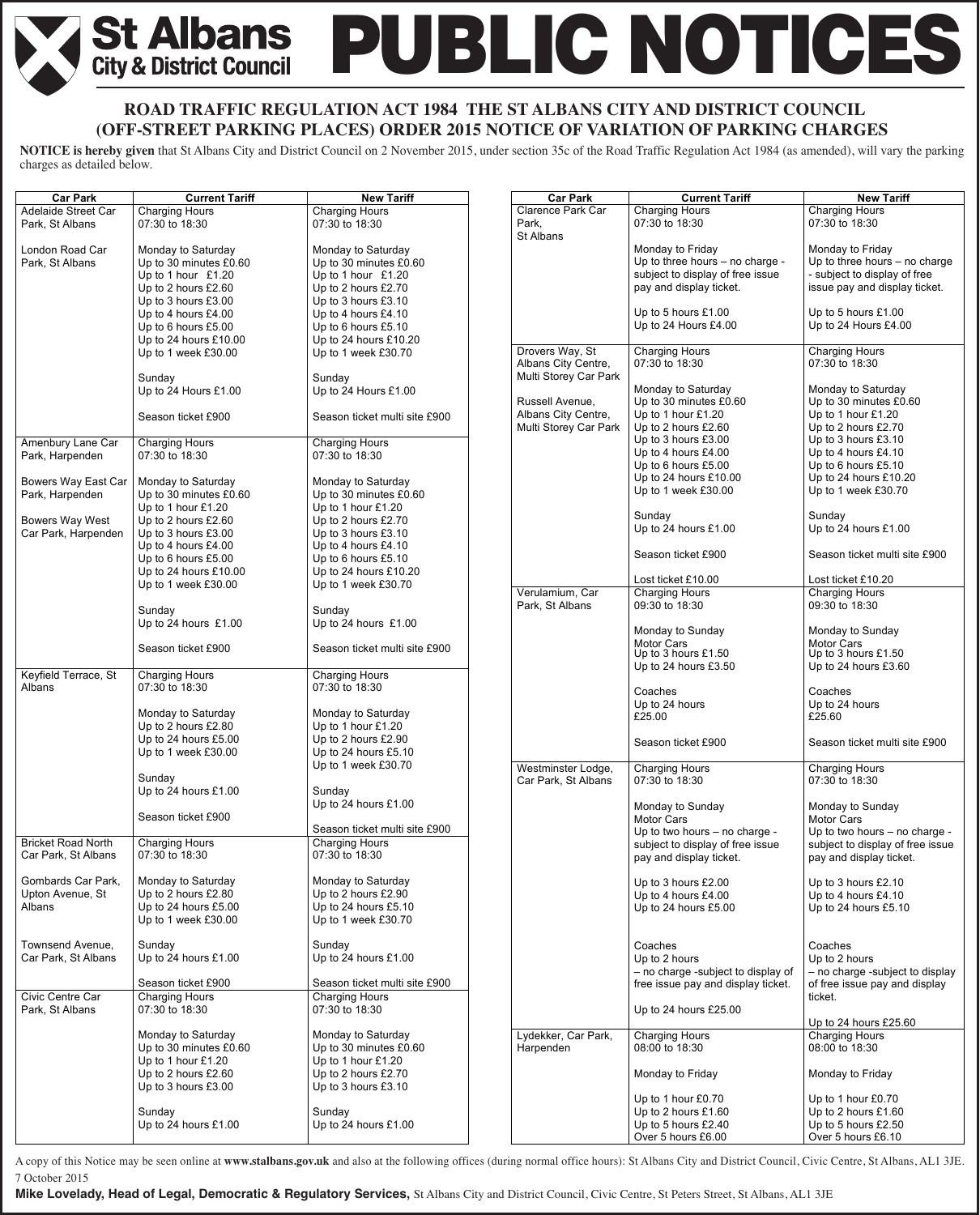# St Albans City & District Council PUBLIC NOTICES

## ROAD TRAFFIC REGULATION ACT 1984 THE ST ALBANS CITY AND DISTRICT COUNCIL (OFF-STREET PARKING PLACES) ORDER 2015 NOTICE OF VARIATION OF PARKING CHARGES

**NOTICE is hereby given** that St Albans City and District Council on 2 November 2015, under section 35c of the Road Traffic Regulation Act 1984 (as amended), will vary the parking charges as detailed below.

| Car Park | Current Tariff | New Tariff |
|---|---|---|
| Adelaide Street Car Park, St Albans<br><br>London Road Car Park, St Albans | Charging Hours<br>07:30 to 18:30<br><br>Monday to Saturday<br>Up to 30 minutes £0.60<br>Up to 1 hour £1.20<br>Up to 2 hours £2.60<br>Up to 3 hours £3.00<br>Up to 4 hours £4.00<br>Up to 6 hours £5.00<br>Up to 24 hours £10.00<br>Up to 1 week £30.00<br><br>Sunday<br>Up to 24 Hours £1.00<br><br>Season ticket £900 | Charging Hours<br>07:30 to 18:30<br><br>Monday to Saturday<br>Up to 30 minutes £0.60<br>Up to 1 hour £1.20<br>Up to 2 hours £2.70<br>Up to 3 hours £3.10<br>Up to 4 hours £4.10<br>Up to 6 hours £5.10<br>Up to 24 hours £10.20<br>Up to 1 week £30.70<br><br>Sunday<br>Up to 24 Hours £1.00<br><br>Season ticket multi site £900 |
| Amenbury Lane Car Park, Harpenden<br><br>Bowers Way East Car Park, Harpenden<br><br>Bowers Way West Car Park, Harpenden | Charging Hours<br>07:30 to 18:30<br><br>Monday to Saturday<br>Up to 30 minutes £0.60<br>Up to 1 hour £1.20<br>Up to 2 hours £2.60<br>Up to 3 hours £3.00<br>Up to 4 hours £4.00<br>Up to 6 hours £5.00<br>Up to 24 hours £10.00<br>Up to 1 week £30.00<br><br>Sunday<br>Up to 24 hours £1.00<br><br>Season ticket £900 | Charging Hours<br>07:30 to 18:30<br><br>Monday to Saturday<br>Up to 30 minutes £0.60<br>Up to 1 hour £1.20<br>Up to 2 hours £2.70<br>Up to 3 hours £3.10<br>Up to 4 hours £4.10<br>Up to 6 hours £5.10<br>Up to 24 hours £10.20<br>Up to 1 week £30.70<br><br>Sunday<br>Up to 24 hours £1.00<br><br>Season ticket multi site £900 |
| Keyfield Terrace, St Albans | Charging Hours<br>07:30 to 18:30<br><br>Monday to Saturday<br>Up to 2 hours £2.80<br>Up to 24 hours £5.00<br>Up to 1 week £30.00<br><br>Sunday<br>Up to 24 hours £1.00<br><br>Season ticket £900 | Charging Hours<br>07:30 to 18:30<br><br>Monday to Saturday<br>Up to 1 hour £1.20<br>Up to 2 hours £2.90<br>Up to 24 hours £5.10<br>Up to 1 week £30.70<br><br>Sunday<br>Up to 24 hours £1.00<br><br>Season ticket multi site £900 |
| Bricket Road North Car Park, St Albans<br><br>Gombards Car Park, Upton Avenue, St Albans<br><br>Townsend Avenue, Car Park, St Albans | Charging Hours<br>07:30 to 18:30<br><br>Monday to Saturday<br>Up to 2 hours £2.80<br>Up to 24 hours £5.00<br>Up to 1 week £30.00<br><br>Sunday<br>Up to 24 hours £1.00<br><br>Season ticket £900 | Charging Hours<br>07:30 to 18:30<br><br>Monday to Saturday<br>Up to 2 hours £2.90<br>Up to 24 hours £5.10<br>Up to 1 week £30.70<br><br>Sunday<br>Up to 24 hours £1.00<br><br>Season ticket multi site £900 |
| Civic Centre Car Park, St Albans | Charging Hours<br>07:30 to 18:30<br><br>Monday to Saturday<br>Up to 30 minutes £0.60<br>Up to 1 hour £1.20<br>Up to 2 hours £2.60<br>Up to 3 hours £3.00<br><br>Sunday<br>Up to 24 hours £1.00 | Charging Hours<br>07:30 to 18:30<br><br>Monday to Saturday<br>Up to 30 minutes £0.60<br>Up to 1 hour £1.20<br>Up to 2 hours £2.70<br>Up to 3 hours £3.10<br><br>Sunday<br>Up to 24 hours £1.00 |
| Clarence Park Car Park, St Albans | Charging Hours<br>07:30 to 18:30<br><br>Monday to Friday<br>Up to three hours – no charge - subject to display of free issue pay and display ticket.<br><br>Up to 5 hours £1.00<br>Up to 24 Hours £4.00 | Charging Hours<br>07:30 to 18:30<br><br>Monday to Friday<br>Up to three hours – no charge - subject to display of free issue pay and display ticket.<br><br>Up to 5 hours £1.00<br>Up to 24 Hours £4.00 |
| Drovers Way, St Albans City Centre, Multi Storey Car Park<br><br>Russell Avenue, Albans City Centre, Multi Storey Car Park | Charging Hours<br>07:30 to 18:30<br><br>Monday to Saturday<br>Up to 30 minutes £0.60<br>Up to 1 hour £1.20<br>Up to 2 hours £2.60<br>Up to 3 hours £3.00<br>Up to 4 hours £4.00<br>Up to 6 hours £5.00<br>Up to 24 hours £10.00<br>Up to 1 week £30.00<br><br>Sunday<br>Up to 24 hours £1.00<br><br>Season ticket £900<br><br>Lost ticket £10.00 | Charging Hours<br>07:30 to 18:30<br><br>Monday to Saturday<br>Up to 30 minutes £0.60<br>Up to 1 hour £1.20<br>Up to 2 hours £2.70<br>Up to 3 hours £3.10<br>Up to 4 hours £4.10<br>Up to 6 hours £5.10<br>Up to 24 hours £10.20<br>Up to 1 week £30.70<br><br>Sunday<br>Up to 24 hours £1.00<br><br>Season ticket multi site £900<br><br>Lost ticket £10.20 |
| Verulamium, Car Park, St Albans | Charging Hours<br>09:30 to 18:30<br><br>Monday to Sunday<br>Motor Cars<br>Up to 3 hours £1.50<br>Up to 24 hours £3.50<br><br>Coaches<br>Up to 24 hours<br>£25.00<br><br>Season ticket £900 | Charging Hours<br>09:30 to 18:30<br><br>Monday to Sunday<br>Motor Cars<br>Up to 3 hours £1.50<br>Up to 24 hours £3.60<br><br>Coaches<br>Up to 24 hours<br>£25.60<br><br>Season ticket multi site £900 |
| Westminster Lodge, Car Park, St Albans | Charging Hours<br>07:30 to 18:30<br><br>Monday to Sunday<br>Motor Cars<br>Up to two hours – no charge - subject to display of free issue pay and display ticket.<br><br>Up to 3 hours £2.00<br>Up to 4 hours £4.00<br>Up to 24 hours £5.00<br><br>Coaches<br>Up to 2 hours<br>– no charge -subject to display of free issue pay and display ticket.<br><br>Up to 24 hours £25.00 | Charging Hours<br>07:30 to 18:30<br><br>Monday to Sunday<br>Motor Cars<br>Up to two hours – no charge - subject to display of free issue pay and display ticket.<br><br>Up to 3 hours £2.10<br>Up to 4 hours £4.10<br>Up to 24 hours £5.10<br><br>Coaches<br>Up to 2 hours<br>– no charge -subject to display of free issue pay and display ticket.<br><br>Up to 24 hours £25.60 |
| Lydekker, Car Park, Harpenden | Charging Hours<br>08:00 to 18:30<br><br>Monday to Friday<br><br>Up to 1 hour £0.70<br>Up to 2 hours £1.60<br>Up to 5 hours £2.40<br>Over 5 hours £6.00 | Charging Hours<br>08:00 to 18:30<br><br>Monday to Friday<br><br>Up to 1 hour £0.70<br>Up to 2 hours £1.60<br>Up to 5 hours £2.50<br>Over 5 hours £6.10 |

A copy of this Notice may be seen online at **www.stalbans.gov.uk** and also at the following offices (during normal office hours): St Albans City and District Council, Civic Centre, St Albans, AL1 3JE.

7 October 2015

**Mike Lovelady, Head of Legal, Democratic & Regulatory Services,** St Albans City and District Council, Civic Centre, St Peters Street, St Albans, AL1 3JE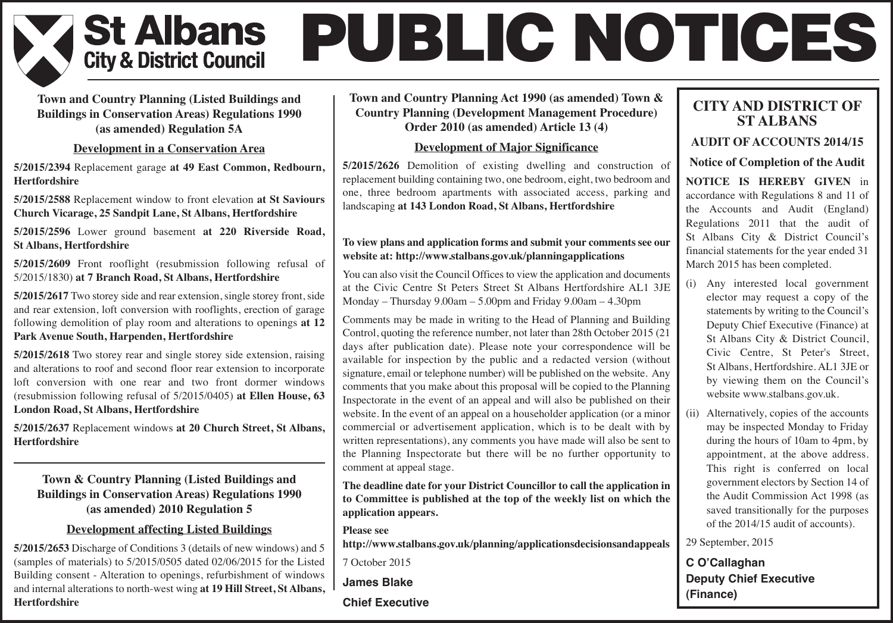# St Albans City & District Council PUBLIC NOTICES

## Town and Country Planning (Listed Buildings and Buildings in Conservation Areas) Regulations 1990 (as amended) Regulation 5A

### Development in a Conservation Area

**5/2015/2394** Replacement garage **at 49 East Common, Redbourn, Hertfordshire**

**5/2015/2588** Replacement window to front elevation **at St Saviours Church Vicarage, 25 Sandpit Lane, St Albans, Hertfordshire**

**5/2015/2596** Lower ground basement **at 220 Riverside Road, St Albans, Hertfordshire**

**5/2015/2609** Front rooflight (resubmission following refusal of 5/2015/1830) **at 7 Branch Road, St Albans, Hertfordshire**

**5/2015/2617** Two storey side and rear extension, single storey front, side and rear extension, loft conversion with rooflights, erection of garage following demolition of play room and alterations to openings **at 12 Park Avenue South, Harpenden, Hertfordshire**

**5/2015/2618** Two storey rear and single storey side extension, raising and alterations to roof and second floor rear extension to incorporate loft conversion with one rear and two front dormer windows (resubmission following refusal of 5/2015/0405) **at Ellen House, 63 London Road, St Albans, Hertfordshire**

**5/2015/2637** Replacement windows **at 20 Church Street, St Albans, Hertfordshire**

## Town & Country Planning (Listed Buildings and Buildings in Conservation Areas) Regulations 1990 (as amended) 2010 Regulation 5

### Development affecting Listed Buildings

**5/2015/2653** Discharge of Conditions 3 (details of new windows) and 5 (samples of materials) to 5/2015/0505 dated 02/06/2015 for the Listed Building consent - Alteration to openings, refurbishment of windows and internal alterations to north-west wing **at 19 Hill Street, St Albans, Hertfordshire**

## Town and Country Planning Act 1990 (as amended) Town & Country Planning (Development Management Procedure) Order 2010 (as amended) Article 13 (4)

### Development of Major Significance

**5/2015/2626** Demolition of existing dwelling and construction of replacement building containing two, one bedroom, eight, two bedroom and one, three bedroom apartments with associated access, parking and landscaping **at 143 London Road, St Albans, Hertfordshire**

**To view plans and application forms and submit your comments see our website at: http://www.stalbans.gov.uk/planningapplications**

You can also visit the Council Offices to view the application and documents at the Civic Centre St Peters Street St Albans Hertfordshire AL1 3JE Monday – Thursday 9.00am – 5.00pm and Friday 9.00am – 4.30pm

Comments may be made in writing to the Head of Planning and Building Control, quoting the reference number, not later than 28th October 2015 (21 days after publication date). Please note your correspondence will be available for inspection by the public and a redacted version (without signature, email or telephone number) will be published on the website. Any comments that you make about this proposal will be copied to the Planning Inspectorate in the event of an appeal and will also be published on their website. In the event of an appeal on a householder application (or a minor commercial or advertisement application, which is to be dealt with by written representations), any comments you have made will also be sent to the Planning Inspectorate but there will be no further opportunity to comment at appeal stage.

**The deadline date for your District Councillor to call the application in to Committee is published at the top of the weekly list on which the application appears.**

**Please see http://www.stalbans.gov.uk/planning/applicationsdecisionsandappeals**

7 October 2015

**James Blake**

**Chief Executive**

## CITY AND DISTRICT OF ST ALBANS

### AUDIT OF ACCOUNTS 2014/15

### Notice of Completion of the Audit

**NOTICE IS HEREBY GIVEN** in accordance with Regulations 8 and 11 of the Accounts and Audit (England) Regulations 2011 that the audit of St Albans City & District Council's financial statements for the year ended 31 March 2015 has been completed.

(i) Any interested local government elector may request a copy of the statements by writing to the Council's Deputy Chief Executive (Finance) at St Albans City & District Council, Civic Centre, St Peter's Street, St Albans, Hertfordshire. AL1 3JE or by viewing them on the Council's website www.stalbans.gov.uk.

(ii) Alternatively, copies of the accounts may be inspected Monday to Friday during the hours of 10am to 4pm, by appointment, at the above address. This right is conferred on local government electors by Section 14 of the Audit Commission Act 1998 (as saved transitionally for the purposes of the 2014/15 audit of accounts).

29 September, 2015

**C O'Callaghan**
**Deputy Chief Executive (Finance)**